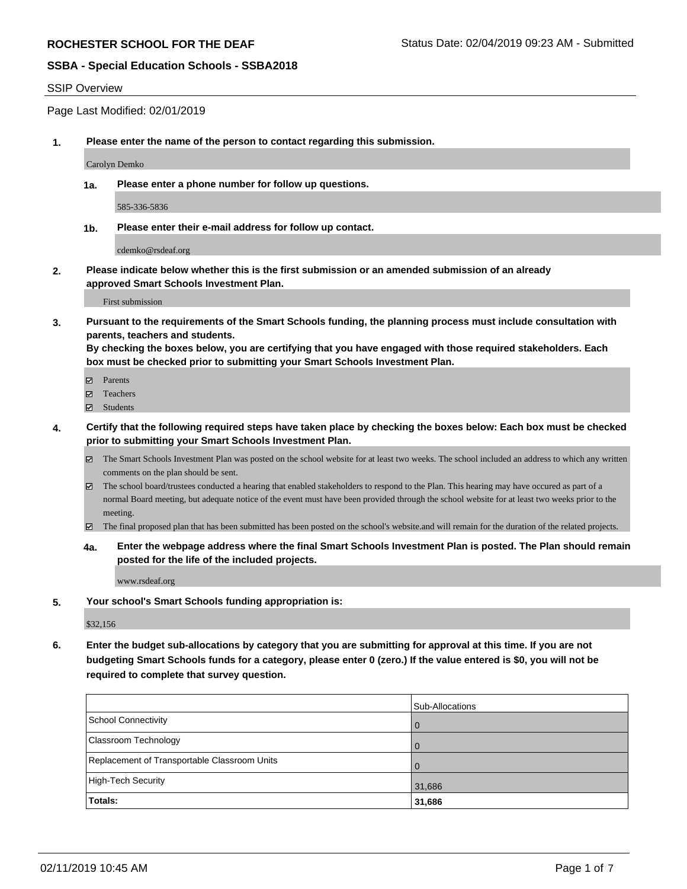**ROCHESTER SCHOOL FOR THE DEAF**

Status Date: 02/04/2019 09:23 AM - Submitted

**SSBA - Special Education Schools - SSBA2018**

SSIP Overview

Page Last Modified: 02/01/2019

**1. Please enter the name of the person to contact regarding this submission.**

Carolyn Demko

**1a. Please enter a phone number for follow up questions.**

585-336-5836

**1b. Please enter their e-mail address for follow up contact.**

cdemko@rsdeaf.org

**2. Please indicate below whether this is the first submission or an amended submission of an already approved Smart Schools Investment Plan.**

First submission

**3. Pursuant to the requirements of the Smart Schools funding, the planning process must include consultation with parents, teachers and students.**
**By checking the boxes below, you are certifying that you have engaged with those required stakeholders. Each box must be checked prior to submitting your Smart Schools Investment Plan.**

- ☑ Parents
- ☑ Teachers
- ☑ Students

**4. Certify that the following required steps have taken place by checking the boxes below: Each box must be checked prior to submitting your Smart Schools Investment Plan.**

- ☑ The Smart Schools Investment Plan was posted on the school website for at least two weeks. The school included an address to which any written comments on the plan should be sent.
- ☑ The school board/trustees conducted a hearing that enabled stakeholders to respond to the Plan. This hearing may have occured as part of a normal Board meeting, but adequate notice of the event must have been provided through the school website for at least two weeks prior to the meeting.
- ☑ The final proposed plan that has been submitted has been posted on the school's website.and will remain for the duration of the related projects.

**4a. Enter the webpage address where the final Smart Schools Investment Plan is posted. The Plan should remain posted for the life of the included projects.**

www.rsdeaf.org

**5. Your school's Smart Schools funding appropriation is:**

$32,156

**6. Enter the budget sub-allocations by category that you are submitting for approval at this time. If you are not budgeting Smart Schools funds for a category, please enter 0 (zero.) If the value entered is $0, you will not be required to complete that survey question.**

| | Sub-Allocations |
|---|---|
| School Connectivity | 0 |
| Classroom Technology | 0 |
| Replacement of Transportable Classroom Units | 0 |
| High-Tech Security | 31,686 |
| **Totals:** | **31,686** |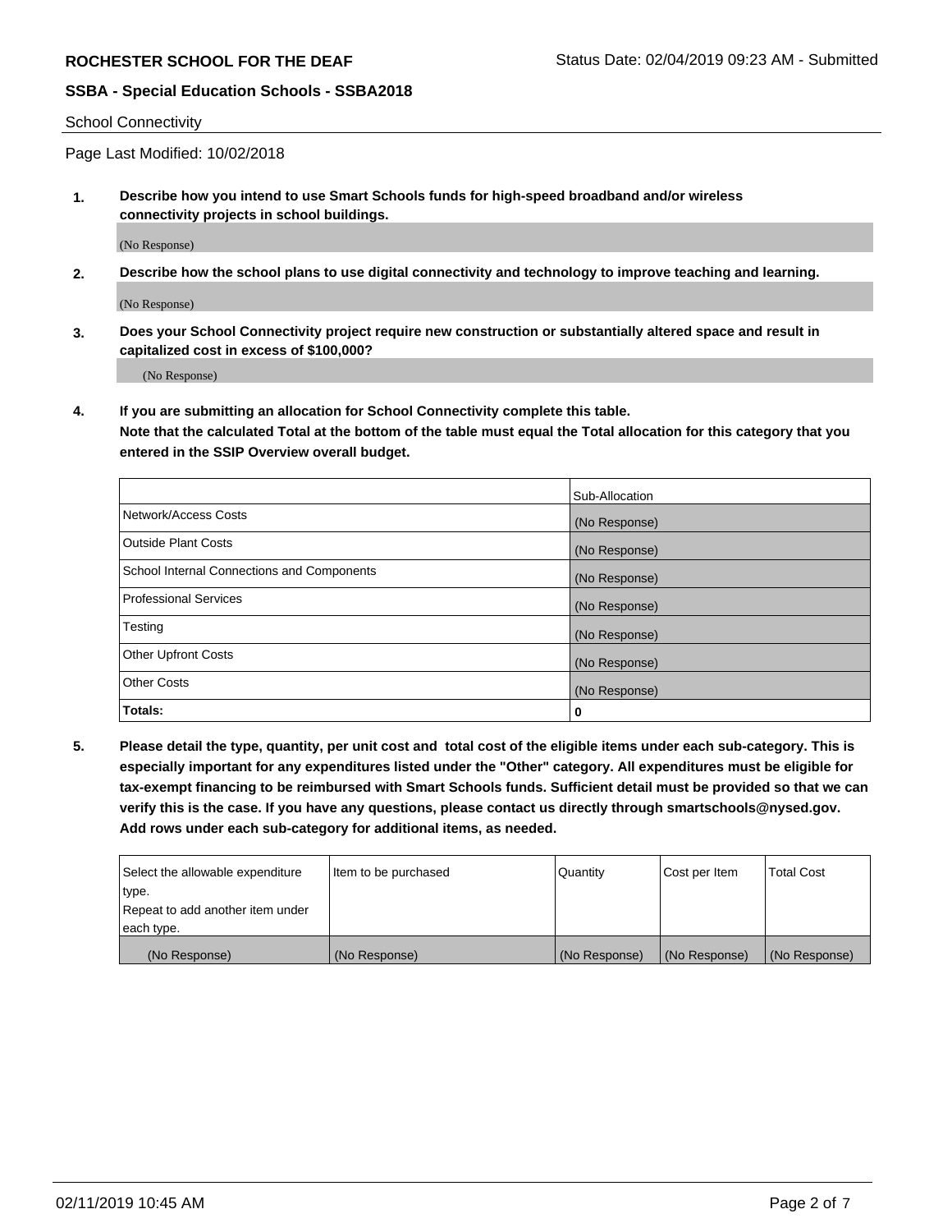School Connectivity

Page Last Modified: 10/02/2018

**1. Describe how you intend to use Smart Schools funds for high-speed broadband and/or wireless connectivity projects in school buildings.**

(No Response)

**2. Describe how the school plans to use digital connectivity and technology to improve teaching and learning.**

(No Response)

**3. Does your School Connectivity project require new construction or substantially altered space and result in capitalized cost in excess of $100,000?**

(No Response)

**4. If you are submitting an allocation for School Connectivity complete this table.**
**Note that the calculated Total at the bottom of the table must equal the Total allocation for this category that you entered in the SSIP Overview overall budget.**

| | Sub-Allocation |
|---|---|
| Network/Access Costs | (No Response) |
| Outside Plant Costs | (No Response) |
| School Internal Connections and Components | (No Response) |
| Professional Services | (No Response) |
| Testing | (No Response) |
| Other Upfront Costs | (No Response) |
| Other Costs | (No Response) |
| **Totals:** | **0** |

**5. Please detail the type, quantity, per unit cost and total cost of the eligible items under each sub-category. This is especially important for any expenditures listed under the "Other" category. All expenditures must be eligible for tax-exempt financing to be reimbursed with Smart Schools funds. Sufficient detail must be provided so that we can verify this is the case. If you have any questions, please contact us directly through smartschools@nysed.gov. Add rows under each sub-category for additional items, as needed.**

| Select the allowable expenditure type. Repeat to add another item under each type. | Item to be purchased | Quantity | Cost per Item | Total Cost |
|---|---|---|---|---|
| (No Response) | (No Response) | (No Response) | (No Response) | (No Response) |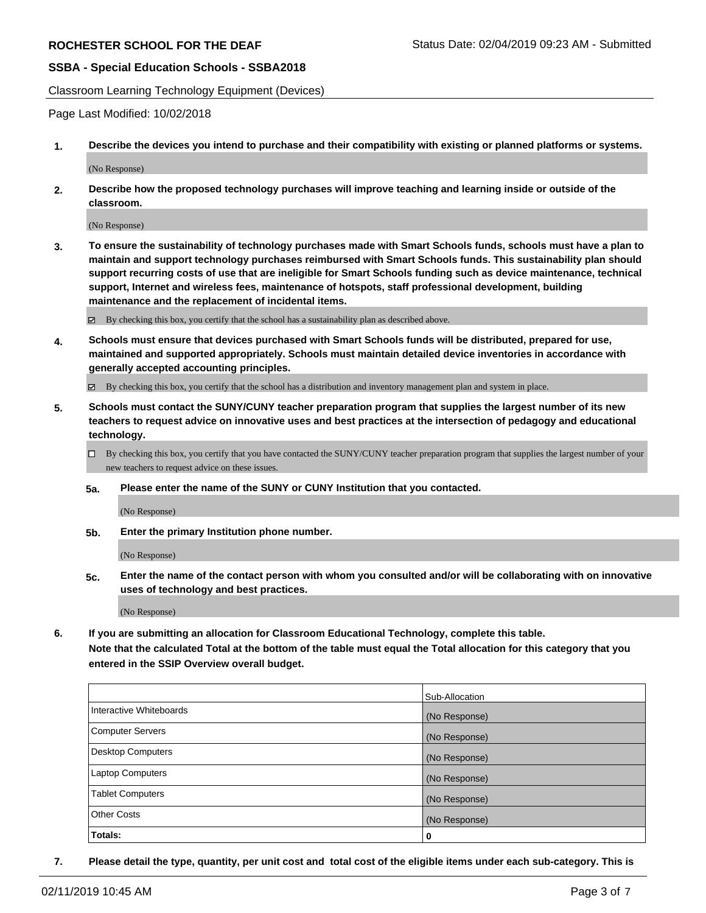Classroom Learning Technology Equipment (Devices)

Page Last Modified: 10/02/2018

**1. Describe the devices you intend to purchase and their compatibility with existing or planned platforms or systems.**

(No Response)

**2. Describe how the proposed technology purchases will improve teaching and learning inside or outside of the classroom.**

(No Response)

**3. To ensure the sustainability of technology purchases made with Smart Schools funds, schools must have a plan to maintain and support technology purchases reimbursed with Smart Schools funds. This sustainability plan should support recurring costs of use that are ineligible for Smart Schools funding such as device maintenance, technical support, Internet and wireless fees, maintenance of hotspots, staff professional development, building maintenance and the replacement of incidental items.**

☑ By checking this box, you certify that the school has a sustainability plan as described above.

**4. Schools must ensure that devices purchased with Smart Schools funds will be distributed, prepared for use, maintained and supported appropriately. Schools must maintain detailed device inventories in accordance with generally accepted accounting principles.**

☑ By checking this box, you certify that the school has a distribution and inventory management plan and system in place.

**5. Schools must contact the SUNY/CUNY teacher preparation program that supplies the largest number of its new teachers to request advice on innovative uses and best practices at the intersection of pedagogy and educational technology.**

☐ By checking this box, you certify that you have contacted the SUNY/CUNY teacher preparation program that supplies the largest number of your new teachers to request advice on these issues.

**5a. Please enter the name of the SUNY or CUNY Institution that you contacted.**

(No Response)

**5b. Enter the primary Institution phone number.**

(No Response)

**5c. Enter the name of the contact person with whom you consulted and/or will be collaborating with on innovative uses of technology and best practices.**

(No Response)

**6. If you are submitting an allocation for Classroom Educational Technology, complete this table.**
**Note that the calculated Total at the bottom of the table must equal the Total allocation for this category that you entered in the SSIP Overview overall budget.**

| | Sub-Allocation |
|---|---|
| Interactive Whiteboards | (No Response) |
| Computer Servers | (No Response) |
| Desktop Computers | (No Response) |
| Laptop Computers | (No Response) |
| Tablet Computers | (No Response) |
| Other Costs | (No Response) |
| **Totals:** | **0** |

**7. Please detail the type, quantity, per unit cost and total cost of the eligible items under each sub-category. This is**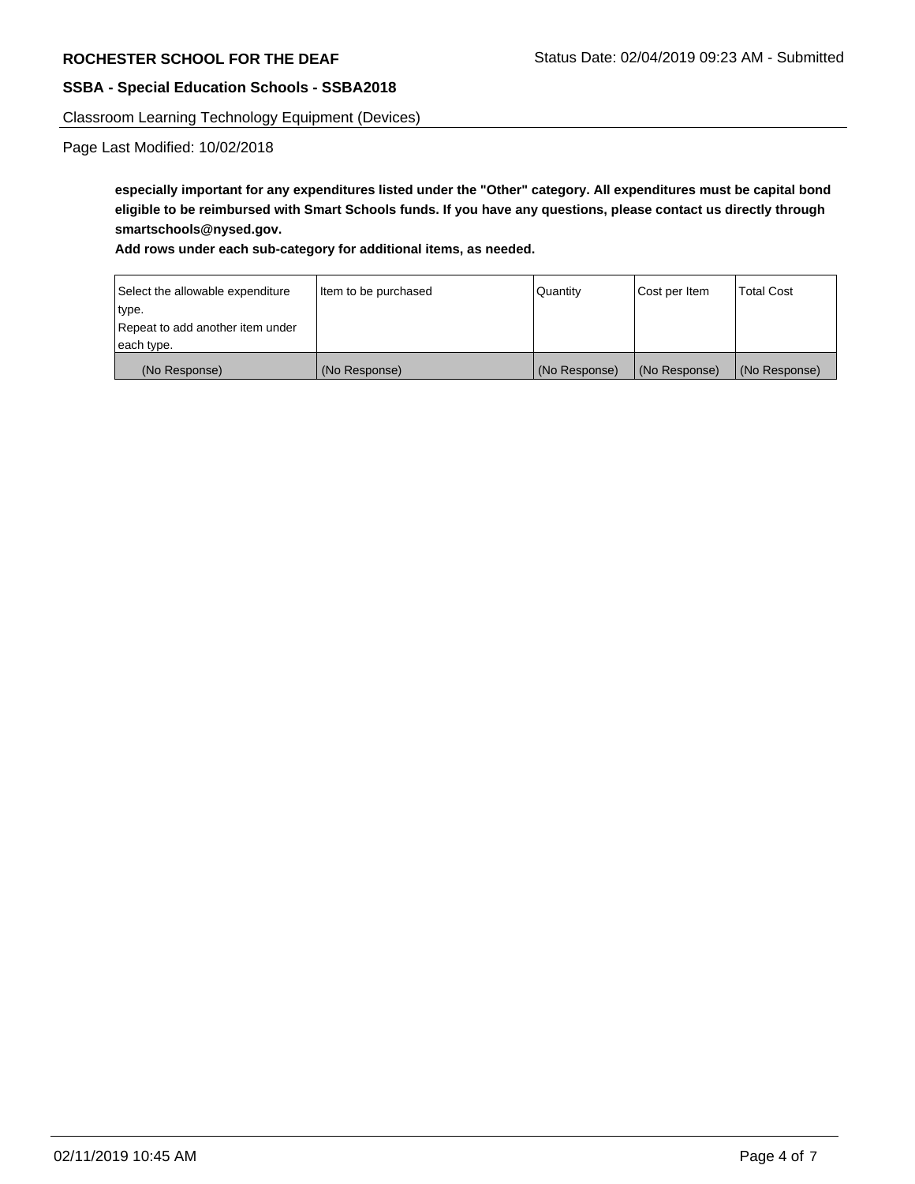**especially important for any expenditures listed under the "Other" category. All expenditures must be capital bond eligible to be reimbursed with Smart Schools funds. If you have any questions, please contact us directly through smartschools@nysed.gov.**

**Add rows under each sub-category for additional items, as needed.**

| Select the allowable expenditure type. Repeat to add another item under each type. | Item to be purchased | Quantity | Cost per Item | Total Cost |
|---|---|---|---|---|
| (No Response) | (No Response) | (No Response) | (No Response) | (No Response) |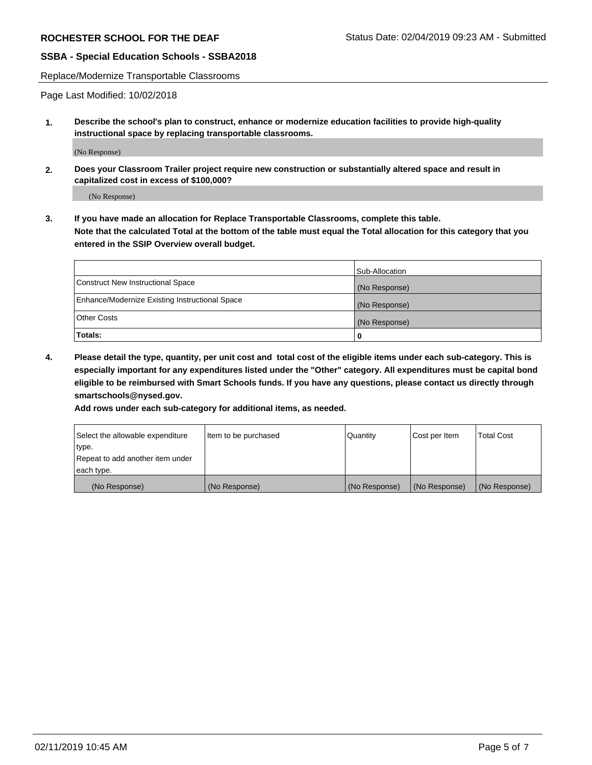Replace/Modernize Transportable Classrooms

Page Last Modified: 10/02/2018

**1. Describe the school's plan to construct, enhance or modernize education facilities to provide high-quality instructional space by replacing transportable classrooms.**

(No Response)

**2. Does your Classroom Trailer project require new construction or substantially altered space and result in capitalized cost in excess of $100,000?**

(No Response)

**3. If you have made an allocation for Replace Transportable Classrooms, complete this table. Note that the calculated Total at the bottom of the table must equal the Total allocation for this category that you entered in the SSIP Overview overall budget.**

| | Sub-Allocation |
|---|---|
| Construct New Instructional Space | (No Response) |
| Enhance/Modernize Existing Instructional Space | (No Response) |
| Other Costs | (No Response) |
| **Totals:** | **0** |

**4. Please detail the type, quantity, per unit cost and total cost of the eligible items under each sub-category. This is especially important for any expenditures listed under the "Other" category. All expenditures must be capital bond eligible to be reimbursed with Smart Schools funds. If you have any questions, please contact us directly through smartschools@nysed.gov.**

**Add rows under each sub-category for additional items, as needed.**

| Select the allowable expenditure type. Repeat to add another item under each type. | Item to be purchased | Quantity | Cost per Item | Total Cost |
|---|---|---|---|---|
| (No Response) | (No Response) | (No Response) | (No Response) | (No Response) |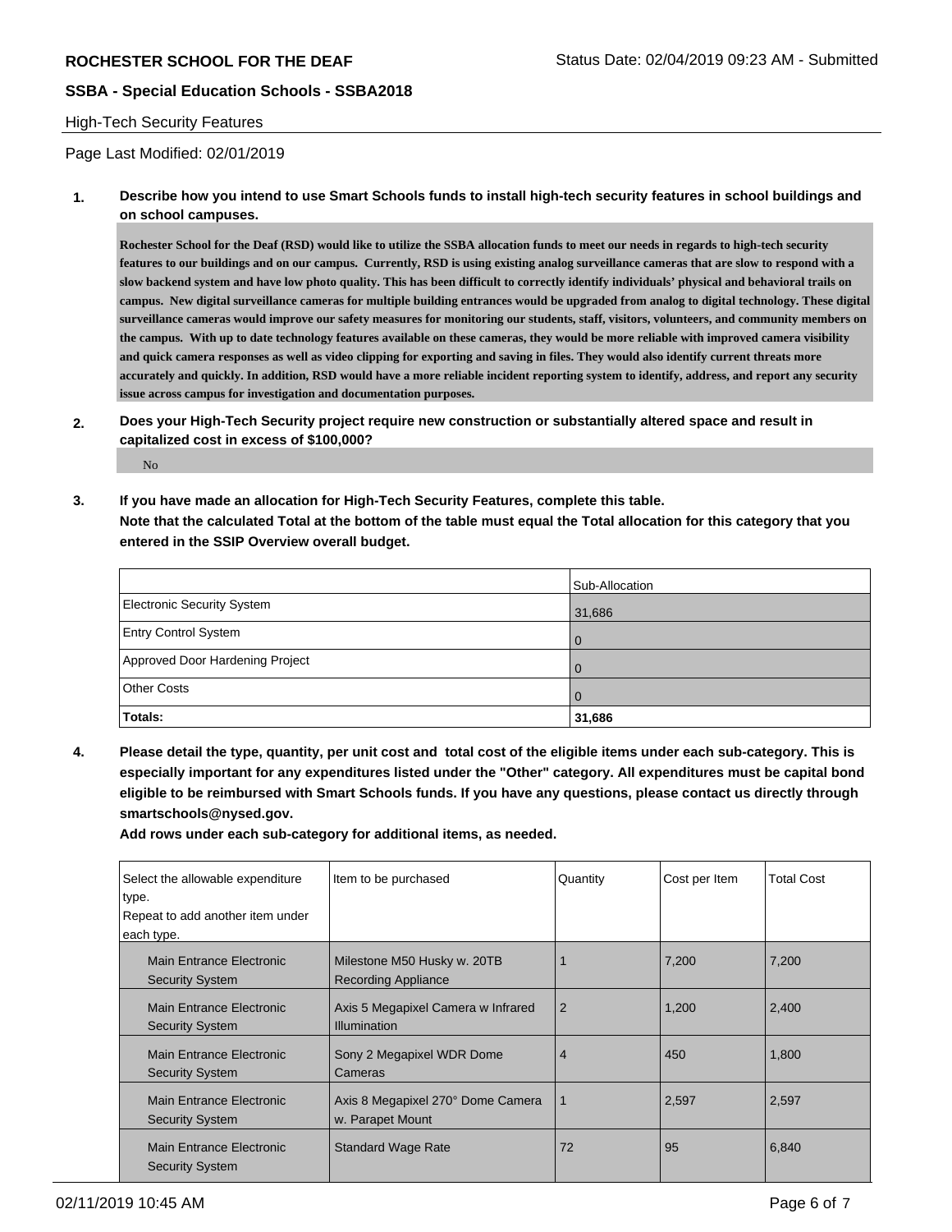ROCHESTER SCHOOL FOR THE DEAF

Status Date: 02/04/2019 09:23 AM - Submitted

**SSBA - Special Education Schools - SSBA2018**

High-Tech Security Features

Page Last Modified: 02/01/2019

**1. Describe how you intend to use Smart Schools funds to install high-tech security features in school buildings and on school campuses.**

**Rochester School for the Deaf (RSD) would like to utilize the SSBA allocation funds to meet our needs in regards to high-tech security features to our buildings and on our campus. Currently, RSD is using existing analog surveillance cameras that are slow to respond with a slow backend system and have low photo quality. This has been difficult to correctly identify individuals' physical and behavioral trails on campus. New digital surveillance cameras for multiple building entrances would be upgraded from analog to digital technology. These digital surveillance cameras would improve our safety measures for monitoring our students, staff, visitors, volunteers, and community members on the campus. With up to date technology features available on these cameras, they would be more reliable with improved camera visibility and quick camera responses as well as video clipping for exporting and saving in files. They would also identify current threats more accurately and quickly. In addition, RSD would have a more reliable incident reporting system to identify, address, and report any security issue across campus for investigation and documentation purposes.**

**2. Does your High-Tech Security project require new construction or substantially altered space and result in capitalized cost in excess of $100,000?**

No

**3. If you have made an allocation for High-Tech Security Features, complete this table.**
**Note that the calculated Total at the bottom of the table must equal the Total allocation for this category that you entered in the SSIP Overview overall budget.**

| | Sub-Allocation |
|---|---|
| Electronic Security System | 31,686 |
| Entry Control System | 0 |
| Approved Door Hardening Project | 0 |
| Other Costs | 0 |
| **Totals:** | **31,686** |

**4. Please detail the type, quantity, per unit cost and total cost of the eligible items under each sub-category. This is especially important for any expenditures listed under the "Other" category. All expenditures must be capital bond eligible to be reimbursed with Smart Schools funds. If you have any questions, please contact us directly through smartschools@nysed.gov.**

**Add rows under each sub-category for additional items, as needed.**

| Select the allowable expenditure type. Repeat to add another item under each type. | Item to be purchased | Quantity | Cost per Item | Total Cost |
|---|---|---|---|---|
| Main Entrance Electronic Security System | Milestone M50 Husky w. 20TB Recording Appliance | 1 | 7,200 | 7,200 |
| Main Entrance Electronic Security System | Axis 5 Megapixel Camera w Infrared Illumination | 2 | 1,200 | 2,400 |
| Main Entrance Electronic Security System | Sony 2 Megapixel WDR Dome Cameras | 4 | 450 | 1,800 |
| Main Entrance Electronic Security System | Axis 8 Megapixel 270° Dome Camera w. Parapet Mount | 1 | 2,597 | 2,597 |
| Main Entrance Electronic Security System | Standard Wage Rate | 72 | 95 | 6,840 |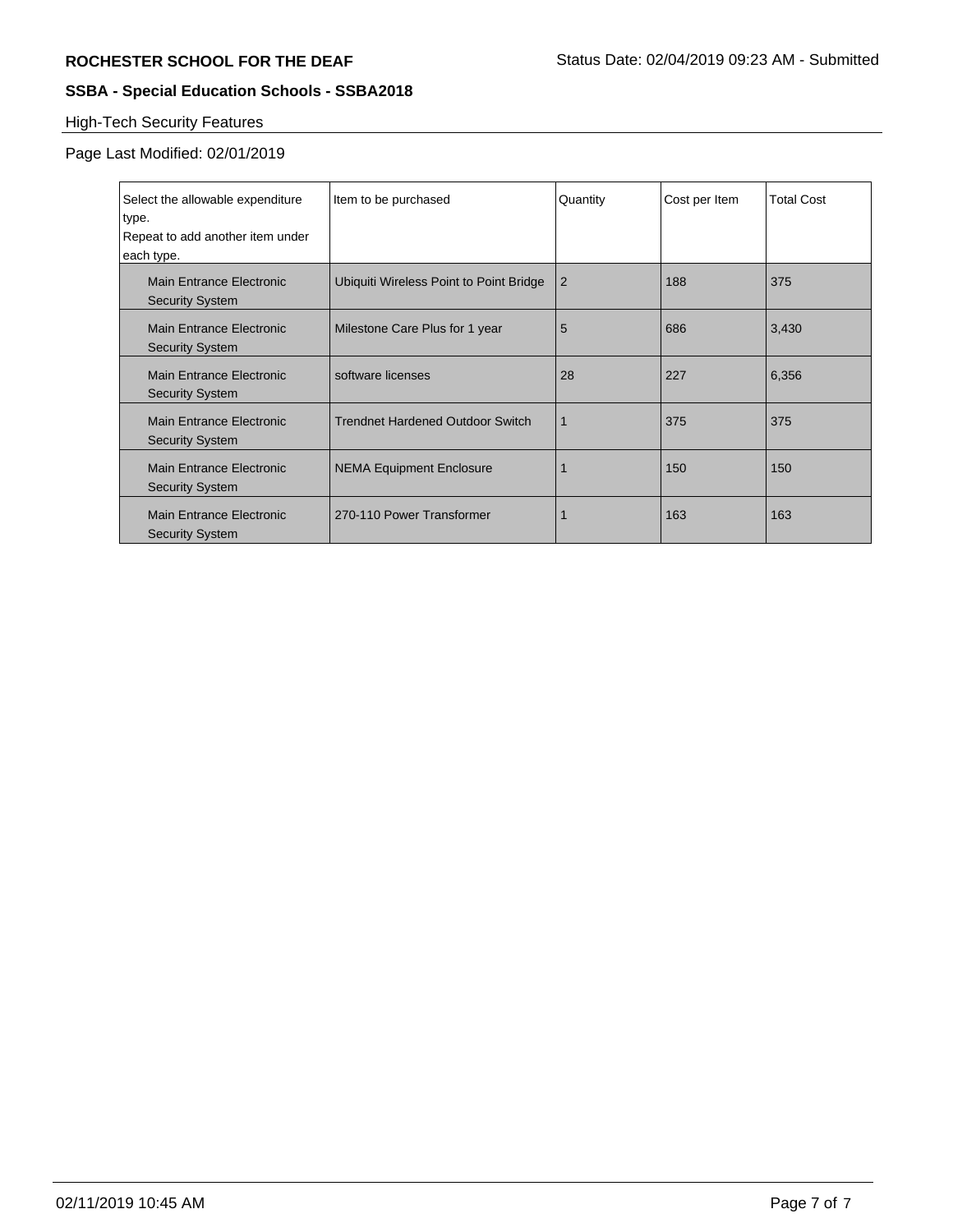## High-Tech Security Features

Page Last Modified: 02/01/2019

| Select the allowable expenditure type. Repeat to add another item under each type. | Item to be purchased | Quantity | Cost per Item | Total Cost |
|---|---|---|---|---|
| Main Entrance Electronic Security System | Ubiquiti Wireless Point to Point Bridge | 2 | 188 | 375 |
| Main Entrance Electronic Security System | Milestone Care Plus for 1 year | 5 | 686 | 3,430 |
| Main Entrance Electronic Security System | software licenses | 28 | 227 | 6,356 |
| Main Entrance Electronic Security System | Trendnet Hardened Outdoor Switch | 1 | 375 | 375 |
| Main Entrance Electronic Security System | NEMA Equipment Enclosure | 1 | 150 | 150 |
| Main Entrance Electronic Security System | 270-110 Power Transformer | 1 | 163 | 163 |